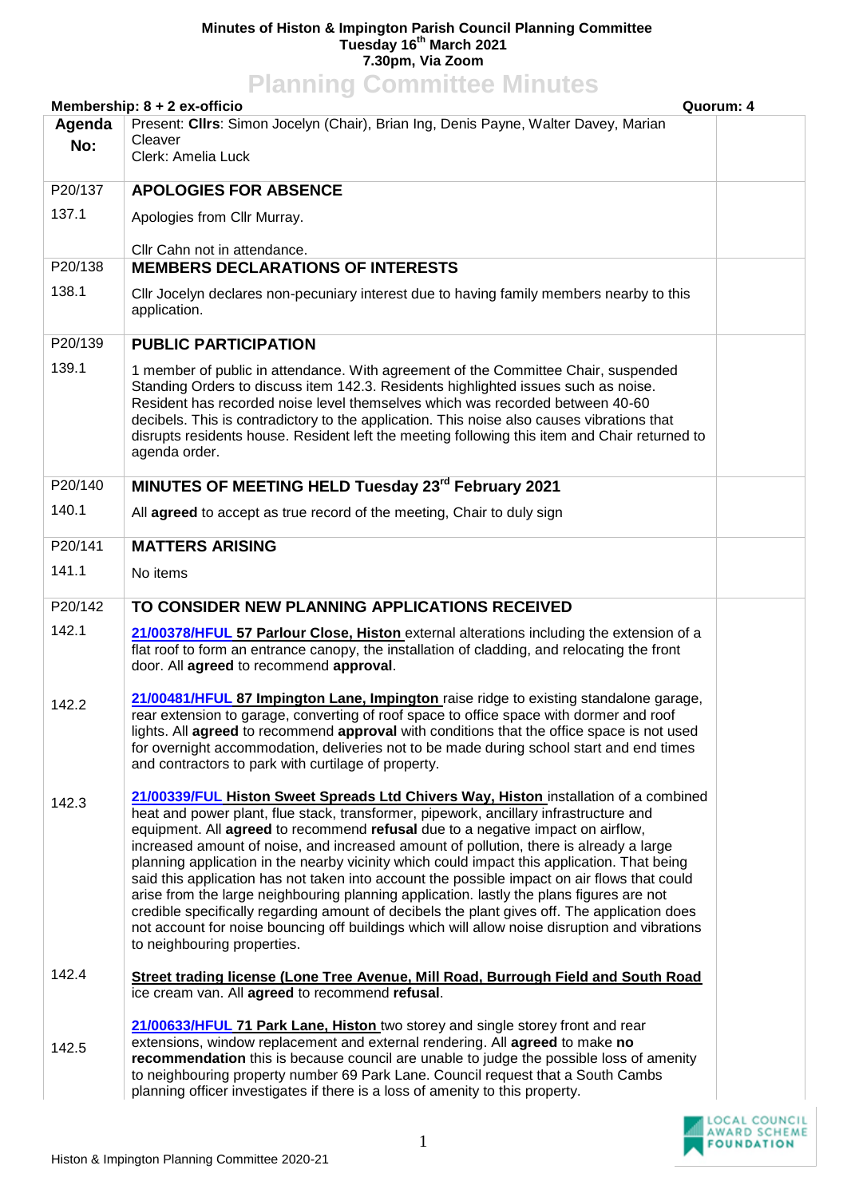**Minutes of Histon & Impington Parish Council Planning Committee**
**Tuesday 16th March 2021**
**7.30pm, Via Zoom**

# Planning Committee Minutes

**Membership: 8 + 2 ex-officio** **Quorum: 4**

| Agenda No: | Present: **Cllrs**: Simon Jocelyn (Chair), Brian Ing, Denis Payne, Walter Davey, Marian Cleaver<br>Clerk: Amelia Luck | |
|---|---|---|
| P20/137 | **APOLOGIES FOR ABSENCE** | |
| 137.1 | Apologies from Cllr Murray.<br><br>Cllr Cahn not in attendance. | |
| P20/138 | **MEMBERS DECLARATIONS OF INTERESTS** | |
| 138.1 | Cllr Jocelyn declares non-pecuniary interest due to having family members nearby to this application. | |
| P20/139 | **PUBLIC PARTICIPATION** | |
| 139.1 | 1 member of public in attendance. With agreement of the Committee Chair, suspended Standing Orders to discuss item 142.3. Residents highlighted issues such as noise. Resident has recorded noise level themselves which was recorded between 40-60 decibels. This is contradictory to the application. This noise also causes vibrations that disrupts residents house. Resident left the meeting following this item and Chair returned to agenda order. | |
| P20/140 | **MINUTES OF MEETING HELD Tuesday 23rd February 2021** | |
| 140.1 | All **agreed** to accept as true record of the meeting, Chair to duly sign | |
| P20/141 | **MATTERS ARISING** | |
| 141.1 | No items | |
| P20/142 | **TO CONSIDER NEW PLANNING APPLICATIONS RECEIVED** | |
| 142.1 | **21/00378/HFUL 57 Parlour Close, Histon** external alterations including the extension of a flat roof to form an entrance canopy, the installation of cladding, and relocating the front door. All **agreed** to recommend **approval**. | |
| 142.2 | **21/00481/HFUL 87 Impington Lane, Impington** raise ridge to existing standalone garage, rear extension to garage, converting of roof space to office space with dormer and roof lights. All **agreed** to recommend **approval** with conditions that the office space is not used for overnight accommodation, deliveries not to be made during school start and end times and contractors to park with curtilage of property. | |
| 142.3 | **21/00339/FUL Histon Sweet Spreads Ltd Chivers Way, Histon** installation of a combined heat and power plant, flue stack, transformer, pipework, ancillary infrastructure and equipment. All **agreed** to recommend **refusal** due to a negative impact on airflow, increased amount of noise, and increased amount of pollution, there is already a large planning application in the nearby vicinity which could impact this application. That being said this application has not taken into account the possible impact on air flows that could arise from the large neighbouring planning application. lastly the plans figures are not credible specifically regarding amount of decibels the plant gives off. The application does not account for noise bouncing off buildings which will allow noise disruption and vibrations to neighbouring properties. | |
| 142.4 | **Street trading license (Lone Tree Avenue, Mill Road, Burrough Field and South Road** ice cream van. All **agreed** to recommend **refusal**. | |
| 142.5 | **21/00633/HFUL 71 Park Lane, Histon** two storey and single storey front and rear extensions, window replacement and external rendering. All **agreed** to make **no recommendation** this is because council are unable to judge the possible loss of amenity to neighbouring property number 69 Park Lane. Council request that a South Cambs planning officer investigates if there is a loss of amenity to this property. | |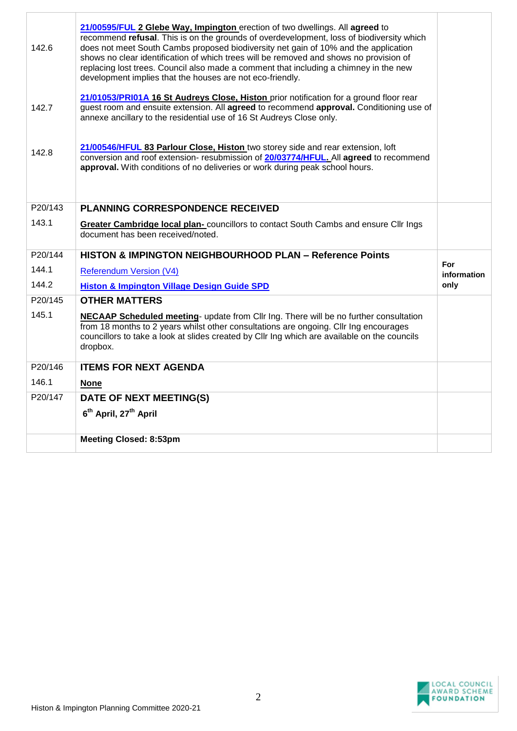| | | |
|---|---|---|
| 142.6 | **21/00595/FUL 2 Glebe Way, Impington** erection of two dwellings. All **agreed** to recommend **refusal**. This is on the grounds of overdevelopment, loss of biodiversity which does not meet South Cambs proposed biodiversity net gain of 10% and the application shows no clear identification of which trees will be removed and shows no provision of replacing lost trees. Council also made a comment that including a chimney in the new development implies that the houses are not eco-friendly. | |
| 142.7 | **21/01053/PRI01A 16 St Audreys Close, Histon** prior notification for a ground floor rear guest room and ensuite extension. All **agreed** to recommend **approval.** Conditioning use of annexe ancillary to the residential use of 16 St Audreys Close only. | |
| 142.8 | **21/00546/HFUL 83 Parlour Close, Histon** two storey side and rear extension, loft conversion and roof extension- resubmission of **20/03774/HFUL.** All **agreed** to recommend **approval.** With conditions of no deliveries or work during peak school hours. | |
| P20/143 | **PLANNING CORRESPONDENCE RECEIVED** | |
| 143.1 | **Greater Cambridge local plan-** councillors to contact South Cambs and ensure Cllr Ings document has been received/noted. | |
| P20/144 | **HISTON & IMPINGTON NEIGHBOURHOOD PLAN – Reference Points** | **For information only** |
| 144.1 | Referendum Version (V4) | |
| 144.2 | **Histon & Impington Village Design Guide SPD** | |
| P20/145 | **OTHER MATTERS** | |
| 145.1 | **NECAAP Scheduled meeting**- update from Cllr Ing. There will be no further consultation from 18 months to 2 years whilst other consultations are ongoing. Cllr Ing encourages councillors to take a look at slides created by Cllr Ing which are available on the councils dropbox. | |
| P20/146 | **ITEMS FOR NEXT AGENDA** | |
| 146.1 | **None** | |
| P20/147 | **DATE OF NEXT MEETING(S)** | |
| | **6th April, 27th April** | |
| | **Meeting Closed: 8:53pm** | |

Histon & Impington Planning Committee 2020-21